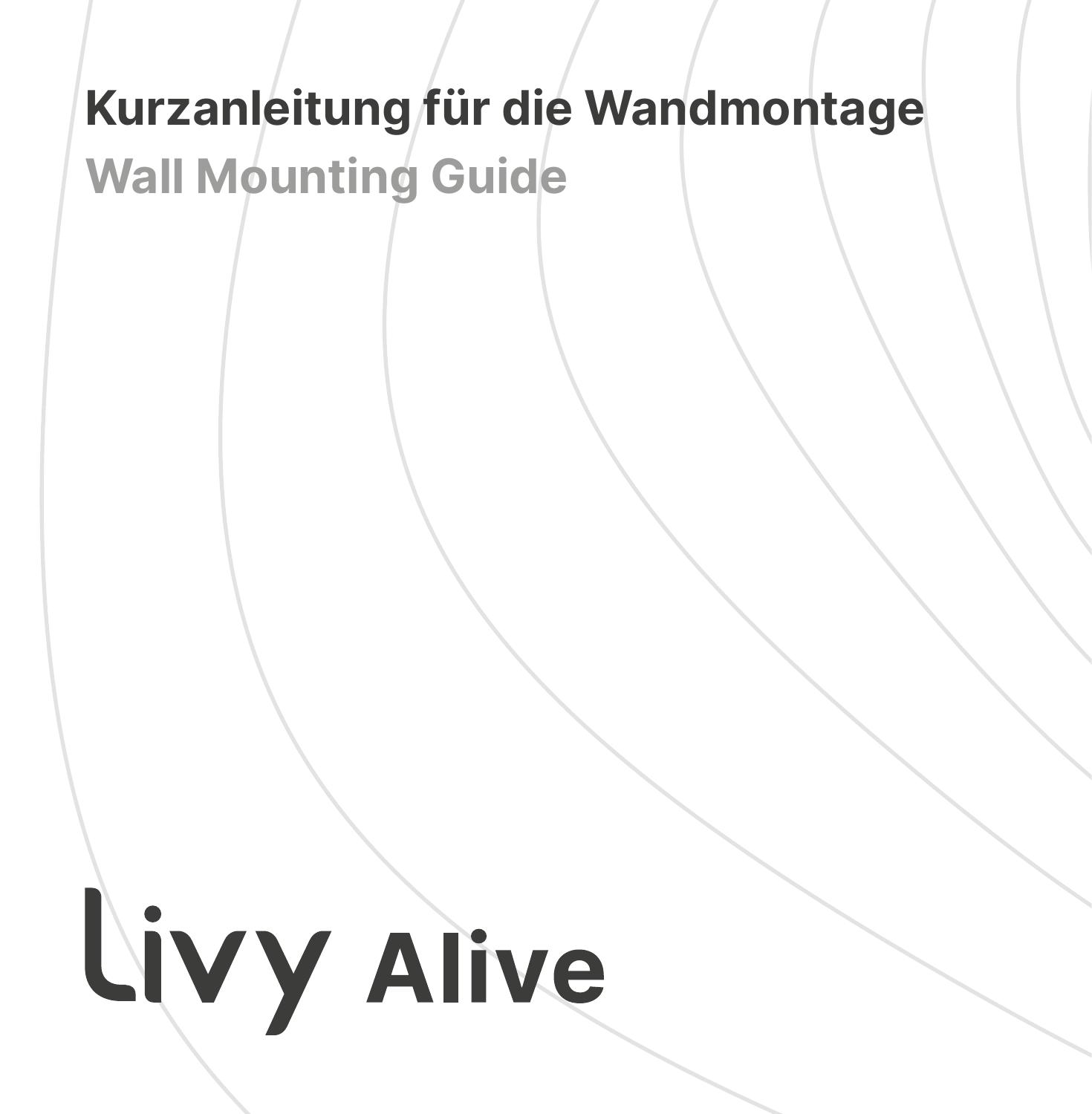# Kurzanleitung für die Wandmontage

## Wall Mounting Guide

Livy Alive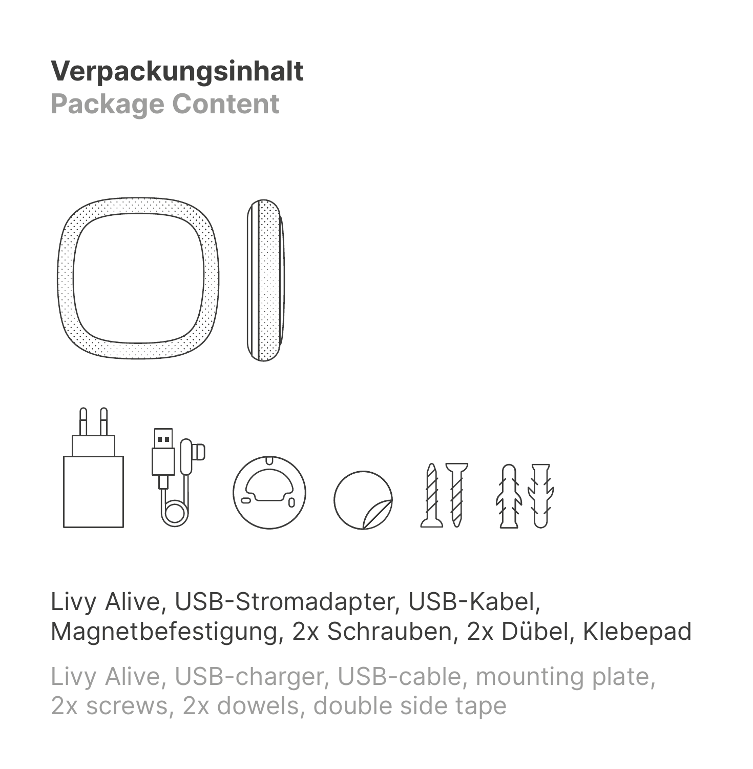# Verpackungsinhalt

## Package Content

Livy Alive, USB-Stromadapter, USB-Kabel,
Magnetbefestigung, 2x Schrauben, 2x Dübel, Klebepad

Livy Alive, USB-charger, USB-cable, mounting plate,
2x screws, 2x dowels, double side tape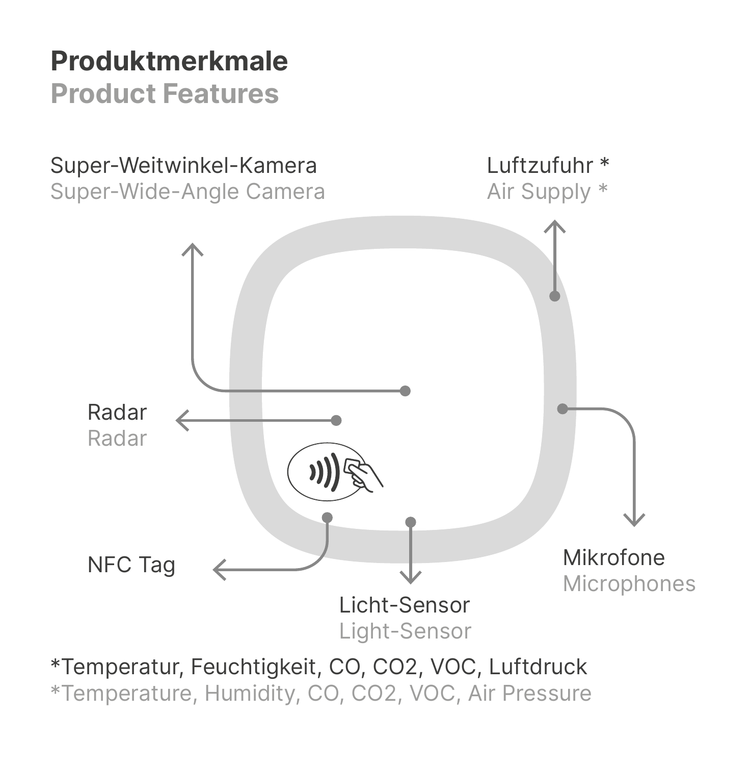# Produktmerkmale
## Product Features

Super-Weitwinkel-Kamera
Super-Wide-Angle Camera

Luftzufuhr *
Air Supply *

Radar
Radar

NFC Tag

Mikrofone
Microphones

Licht-Sensor
Light-Sensor

*Temperatur, Feuchtigkeit, CO, $CO_2$, VOC, Luftdruck
*Temperature, Humidity, CO, $CO_2$, VOC, Air Pressure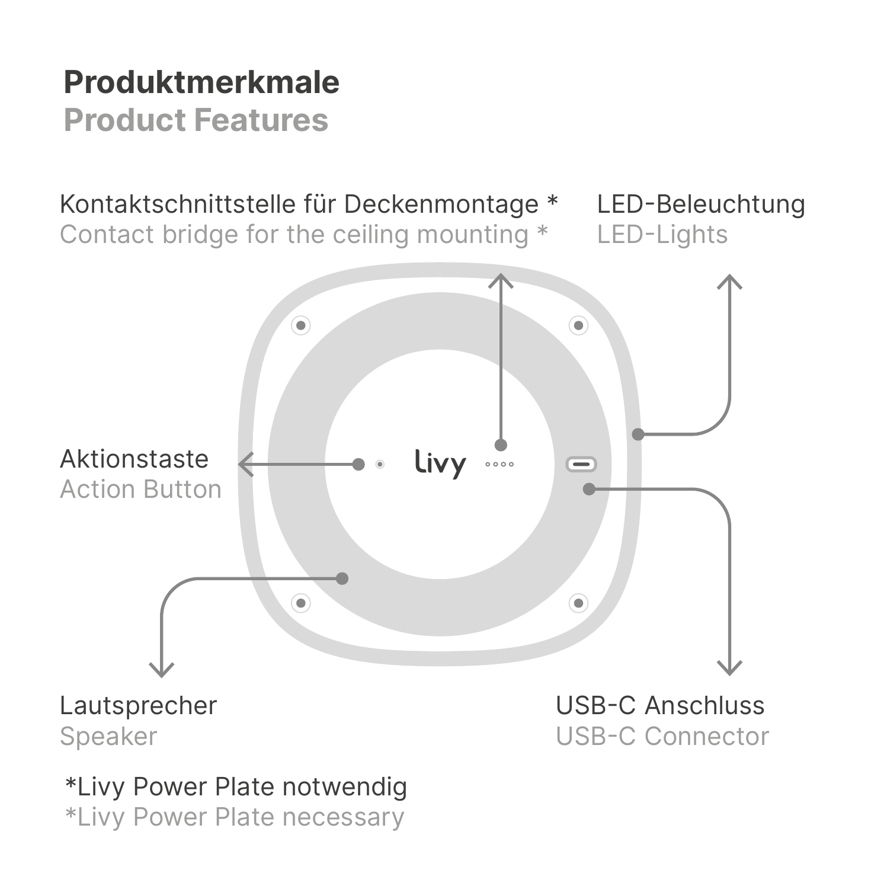# Produktmerkmale
## Product Features

Kontaktschnittstelle für Deckenmontage *
Contact bridge for the ceiling mounting *

LED-Beleuchtung
LED-Lights

Aktionstaste
Action Button

livy

Lautsprecher
Speaker

USB-C Anschluss
USB-C Connector

*Livy Power Plate notwendig
*Livy Power Plate necessary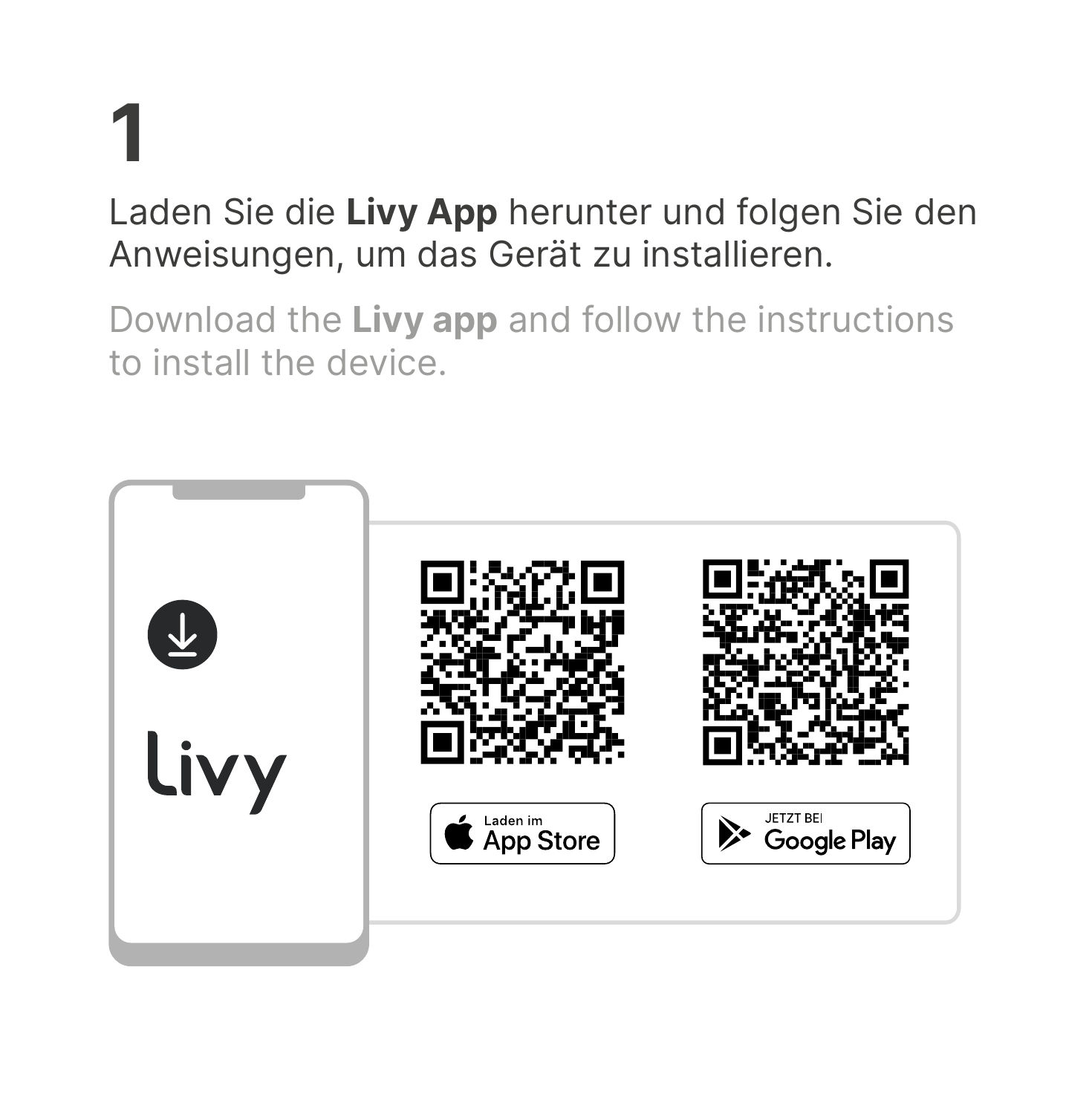# 1

Laden Sie die **Livy App** herunter und folgen Sie den Anweisungen, um das Gerät zu installieren.

Download the **Livy app** and follow the instructions to install the device.

livy

Laden im App Store

JETZT BEI Google Play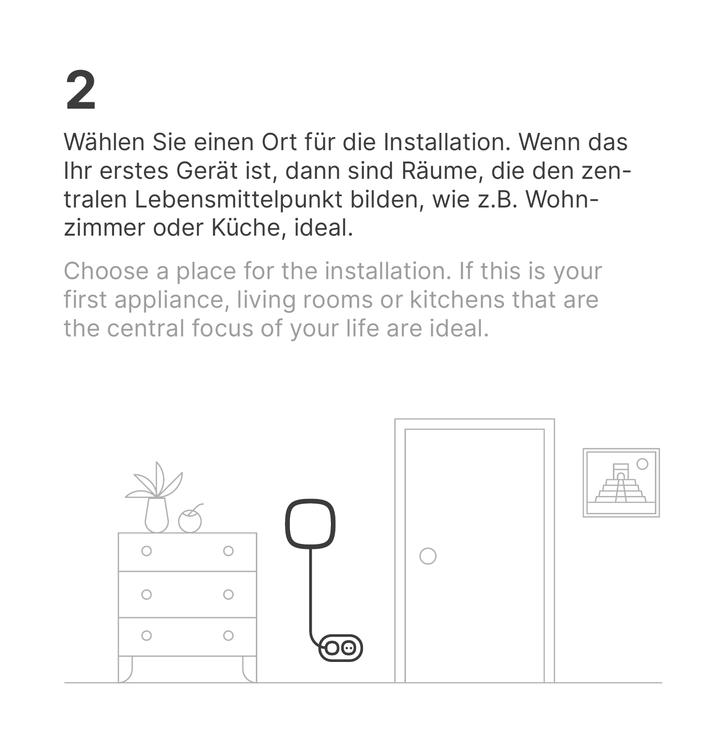# 2

Wählen Sie einen Ort für die Installation. Wenn das Ihr erstes Gerät ist, dann sind Räume, die den zentralen Lebensmittelpunkt bilden, wie z.B. Wohnzimmer oder Küche, ideal.

Choose a place for the installation. If this is your first appliance, living rooms or kitchens that are the central focus of your life are ideal.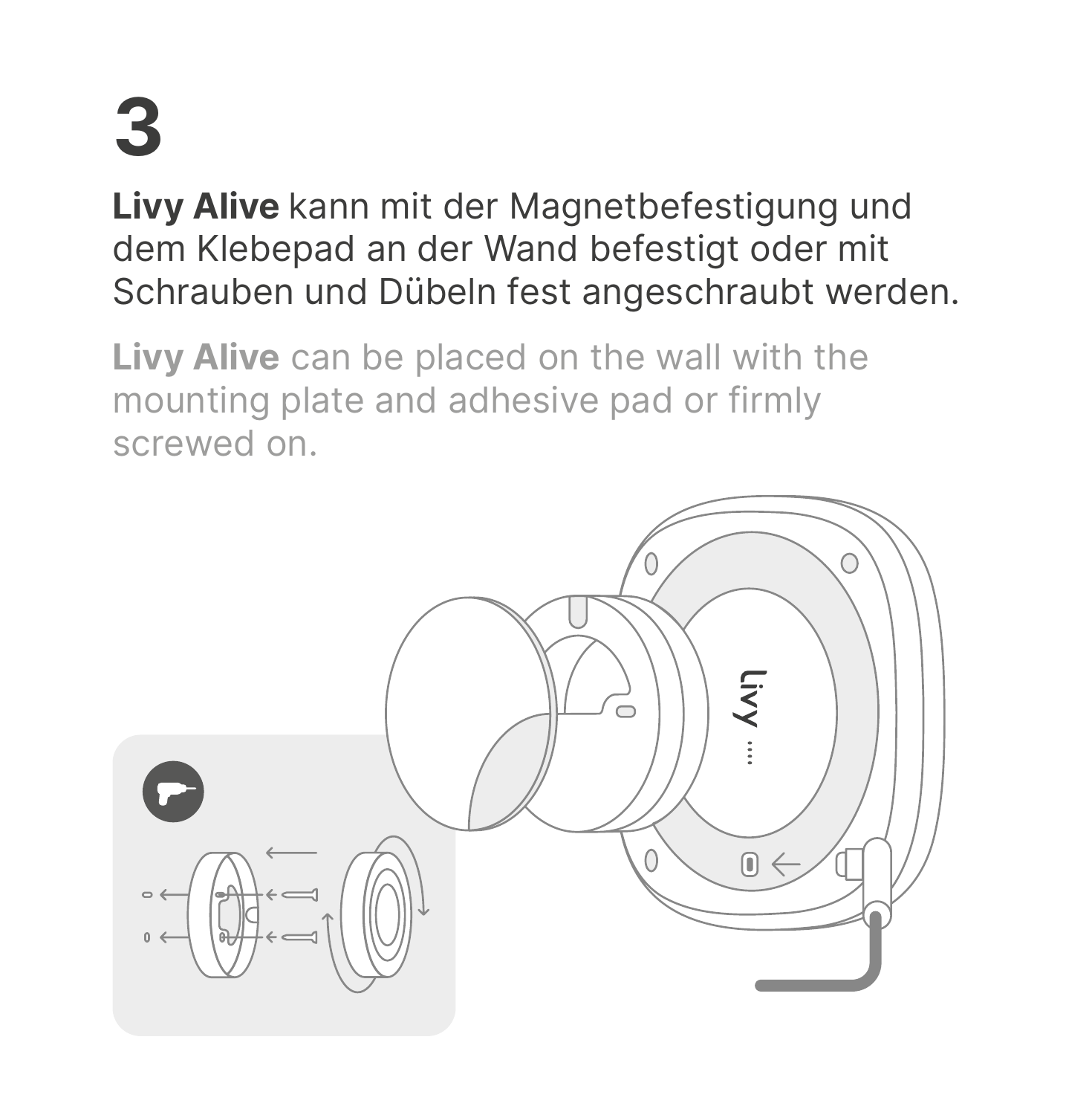# 3

**Livy Alive** kann mit der Magnetbefestigung und dem Klebepad an der Wand befestigt oder mit Schrauben und Dübeln fest angeschraubt werden.

**Livy Alive** can be placed on the wall with the mounting plate and adhesive pad or firmly screwed on.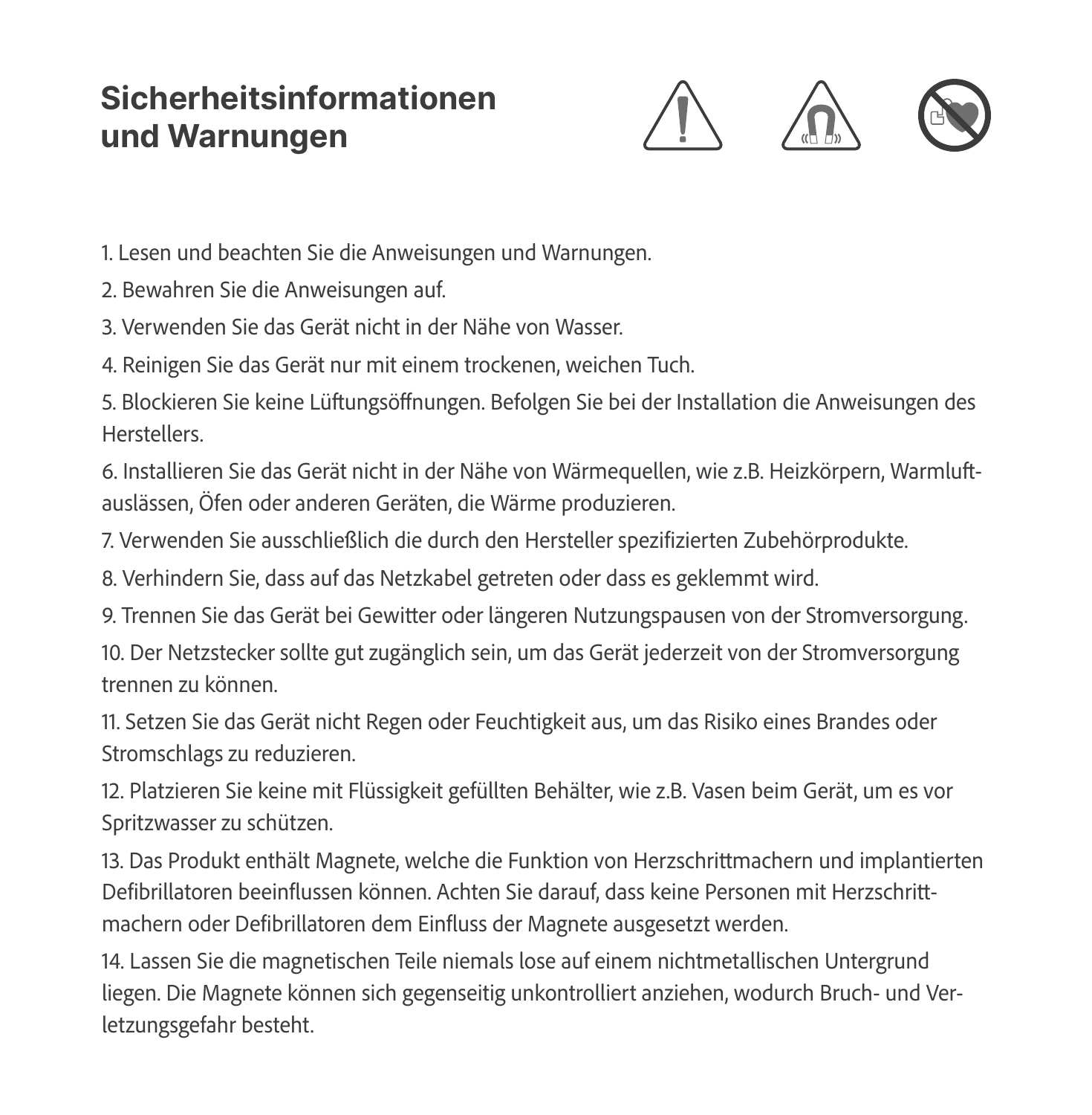# Sicherheitsinformationen und Warnungen

1. Lesen und beachten Sie die Anweisungen und Warnungen.
2. Bewahren Sie die Anweisungen auf.
3. Verwenden Sie das Gerät nicht in der Nähe von Wasser.
4. Reinigen Sie das Gerät nur mit einem trockenen, weichen Tuch.
5. Blockieren Sie keine Lüftungsöffnungen. Befolgen Sie bei der Installation die Anweisungen des Herstellers.
6. Installieren Sie das Gerät nicht in der Nähe von Wärmequellen, wie z.B. Heizkörpern, Warmluftauslässen, Öfen oder anderen Geräten, die Wärme produzieren.
7. Verwenden Sie ausschließlich die durch den Hersteller spezifizierten Zubehörprodukte.
8. Verhindern Sie, dass auf das Netzkabel getreten oder dass es geklemmt wird.
9. Trennen Sie das Gerät bei Gewitter oder längeren Nutzungspausen von der Stromversorgung.
10. Der Netzstecker sollte gut zugänglich sein, um das Gerät jederzeit von der Stromversorgung trennen zu können.
11. Setzen Sie das Gerät nicht Regen oder Feuchtigkeit aus, um das Risiko eines Brandes oder Stromschlags zu reduzieren.
12. Platzieren Sie keine mit Flüssigkeit gefüllten Behälter, wie z.B. Vasen beim Gerät, um es vor Spritzwasser zu schützen.
13. Das Produkt enthält Magnete, welche die Funktion von Herzschrittmachern und implantierten Defibrillatoren beeinflussen können. Achten Sie darauf, dass keine Personen mit Herzschrittmachern oder Defibrillatoren dem Einfluss der Magnete ausgesetzt werden.
14. Lassen Sie die magnetischen Teile niemals lose auf einem nichtmetallischen Untergrund liegen. Die Magnete können sich gegenseitig unkontrolliert anziehen, wodurch Bruch- und Verletzungsgefahr besteht.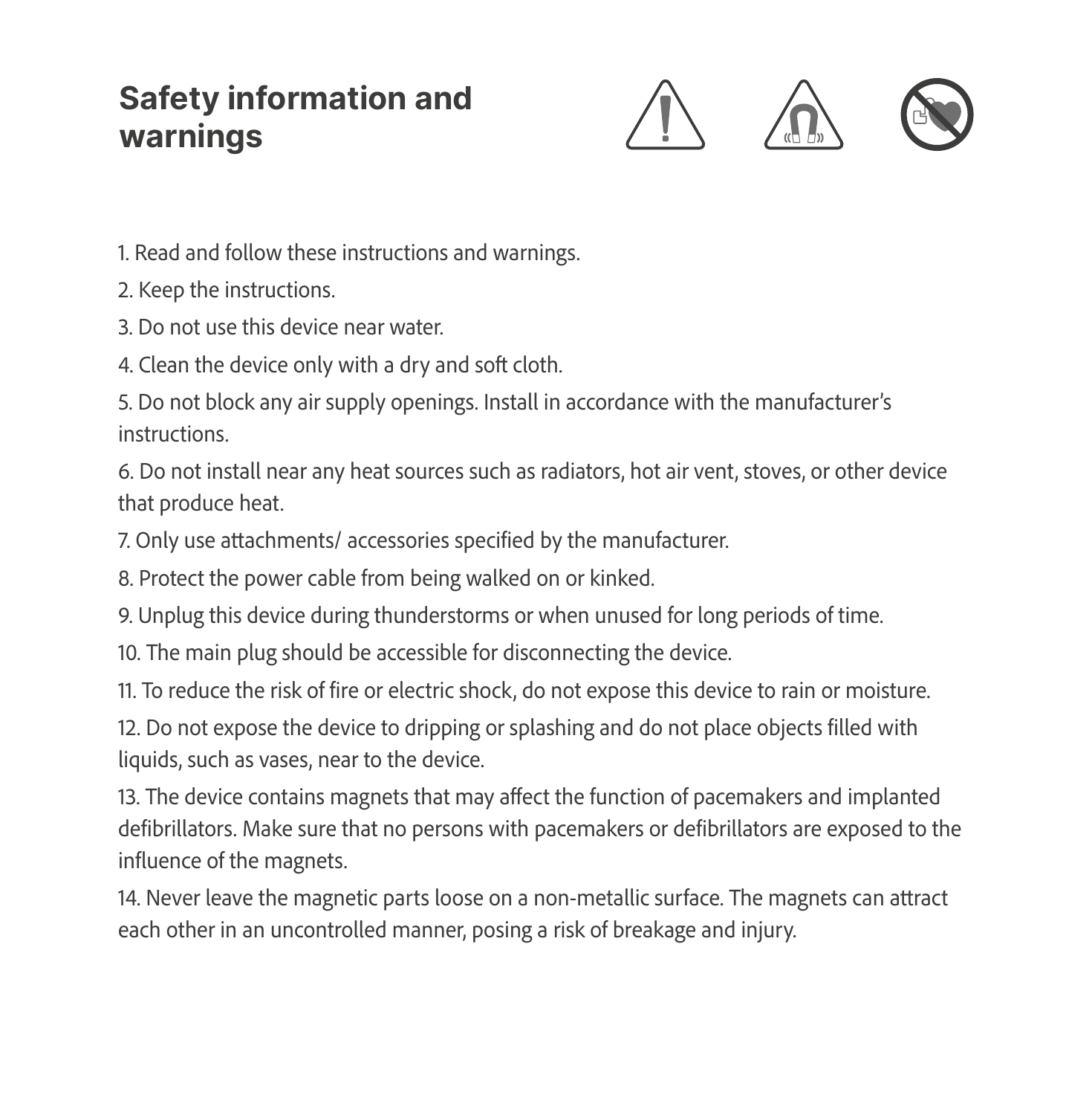# Safety information and warnings

1. Read and follow these instructions and warnings.
2. Keep the instructions.
3. Do not use this device near water.
4. Clean the device only with a dry and soft cloth.
5. Do not block any air supply openings. Install in accordance with the manufacturer's instructions.
6. Do not install near any heat sources such as radiators, hot air vent, stoves, or other device that produce heat.
7. Only use attachments/ accessories specified by the manufacturer.
8. Protect the power cable from being walked on or kinked.
9. Unplug this device during thunderstorms or when unused for long periods of time.
10. The main plug should be accessible for disconnecting the device.
11. To reduce the risk of fire or electric shock, do not expose this device to rain or moisture.
12. Do not expose the device to dripping or splashing and do not place objects filled with liquids, such as vases, near to the device.
13. The device contains magnets that may affect the function of pacemakers and implanted defibrillators. Make sure that no persons with pacemakers or defibrillators are exposed to the influence of the magnets.
14. Never leave the magnetic parts loose on a non-metallic surface. The magnets can attract each other in an uncontrolled manner, posing a risk of breakage and injury.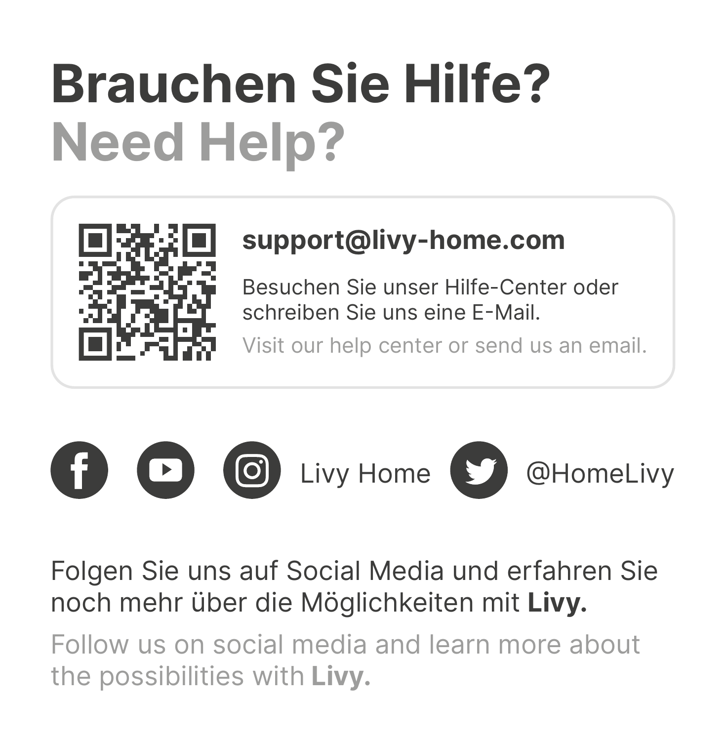# Brauchen Sie Hilfe?
# Need Help?

**support@livy-home.com**

Besuchen Sie unser Hilfe-Center oder schreiben Sie uns eine E-Mail.

Visit our help center or send us an email.

Livy Home

@HomeLivy

Folgen Sie uns auf Social Media und erfahren Sie noch mehr über die Möglichkeiten mit **Livy.**

Follow us on social media and learn more about the possibilities with **Livy.**